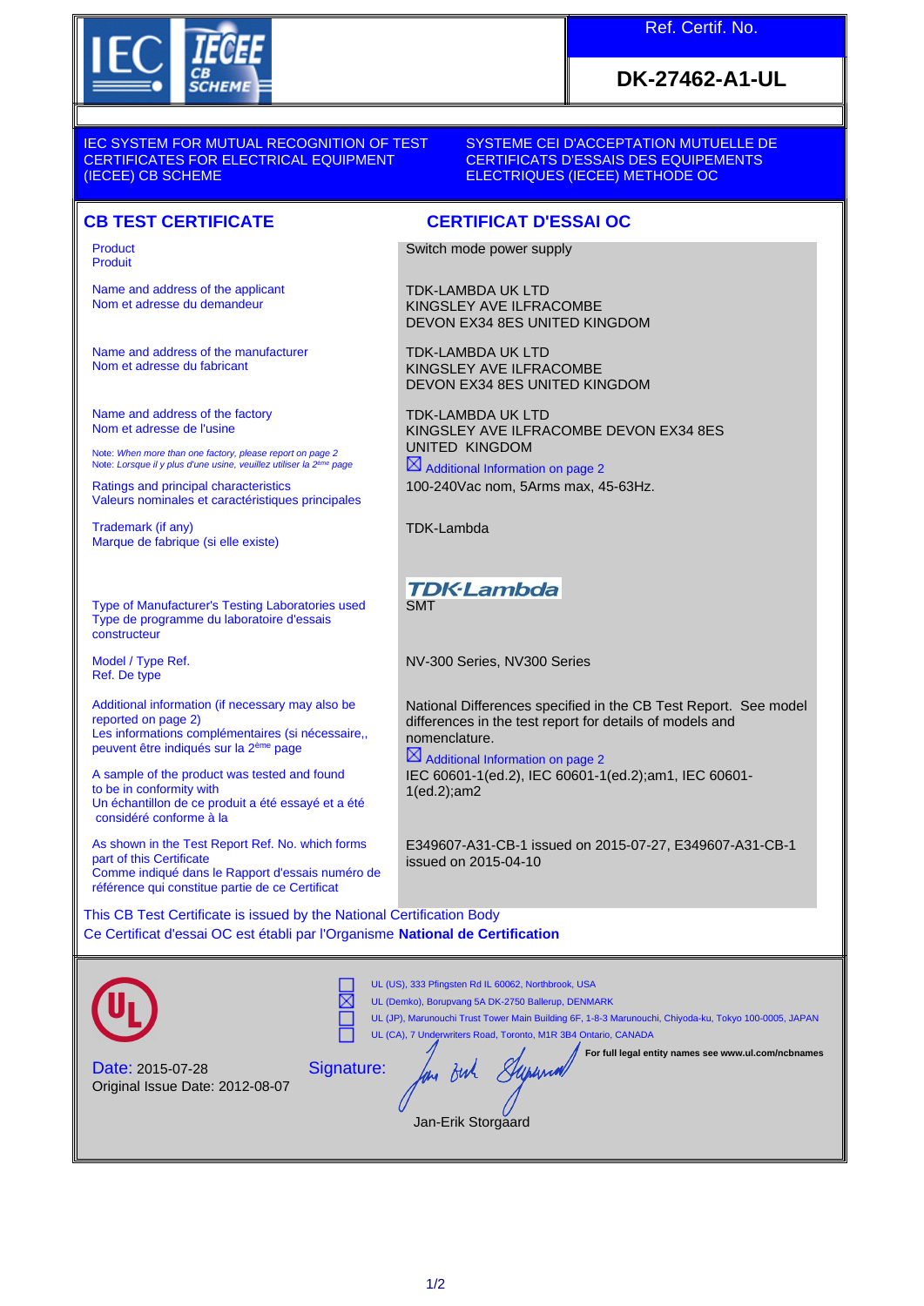Ref. Certif. No.

**DK-27462-A1-UL**

IEC SYSTEM FOR MUTUAL RECOGNITION OF TEST CERTIFICATES FOR ELECTRICAL EQUIPMENT (IECEE) CB SCHEME

SYSTEME CEI D'ACCEPTATION MUTUELLE DE CERTIFICATS D'ESSAIS DES EQUIPEMENTS ELECTRIQUES (IECEE) METHODE OC

## CB TEST CERTIFICATE

## CERTIFICAT D'ESSAI OC

| | |
|---|---|
| Product<br>Produit | Switch mode power supply |
| Name and address of the applicant<br>Nom et adresse du demandeur | TDK-LAMBDA UK LTD<br>KINGSLEY AVE ILFRACOMBE<br>DEVON EX34 8ES UNITED KINGDOM |
| Name and address of the manufacturer<br>Nom et adresse du fabricant | TDK-LAMBDA UK LTD<br>KINGSLEY AVE ILFRACOMBE<br>DEVON EX34 8ES UNITED KINGDOM |
| Name and address of the factory<br>Nom et adresse de l'usine<br>Note: *When more than one factory, please report on page 2*<br>Note: *Lorsque il y plus d'une usine, veuillez utiliser la 2ème page* | TDK-LAMBDA UK LTD<br>KINGSLEY AVE ILFRACOMBE DEVON EX34 8ES<br>UNITED KINGDOM<br>☒ Additional Information on page 2 |
| Ratings and principal characteristics<br>Valeurs nominales et caractéristiques principales | 100-240Vac nom, 5Arms max, 45-63Hz. |
| Trademark (if any)<br>Marque de fabrique (si elle existe) | TDK-Lambda<br>TDK·Lambda |
| Type of Manufacturer's Testing Laboratories used<br>Type de programme du laboratoire d'essais constructeur | SMT |
| Model / Type Ref.<br>Ref. De type | NV-300 Series, NV300 Series |
| Additional information (if necessary may also be reported on page 2)<br>Les informations complémentaires (si nécessaire,, peuvent être indiqués sur la 2ème page | National Differences specified in the CB Test Report. See model differences in the test report for details of models and nomenclature.<br>☒ Additional Information on page 2 |
| A sample of the product was tested and found to be in conformity with<br>Un échantillon de ce produit a été essayé et a été considéré conforme à la | IEC 60601-1(ed.2), IEC 60601-1(ed.2);am1, IEC 60601-1(ed.2);am2 |
| As shown in the Test Report Ref. No. which forms part of this Certificate<br>Comme indiqué dans le Rapport d'essais numéro de référence qui constitue partie de ce Certificat | E349607-A31-CB-1 issued on 2015-07-27, E349607-A31-CB-1 issued on 2015-04-10 |

This CB Test Certificate is issued by the National Certification Body
Ce Certificat d'essai OC est établi par l'Organisme **National de Certification**

- ☐ UL (US), 333 Pfingsten Rd IL 60062, Northbrook, USA
- ☒ UL (Demko), Borupvang 5A DK-2750 Ballerup, DENMARK
- ☐ UL (JP), Marunouchi Trust Tower Main Building 6F, 1-8-3 Marunouchi, Chiyoda-ku, Tokyo 100-0005, JAPAN
- ☐ UL (CA), 7 Underwriters Road, Toronto, M1R 3B4 Ontario, CANADA

**For full legal entity names see www.ul.com/ncbnames**

Date: 2015-07-28
Original Issue Date: 2012-08-07

Signature:

Jan-Erik Storgaard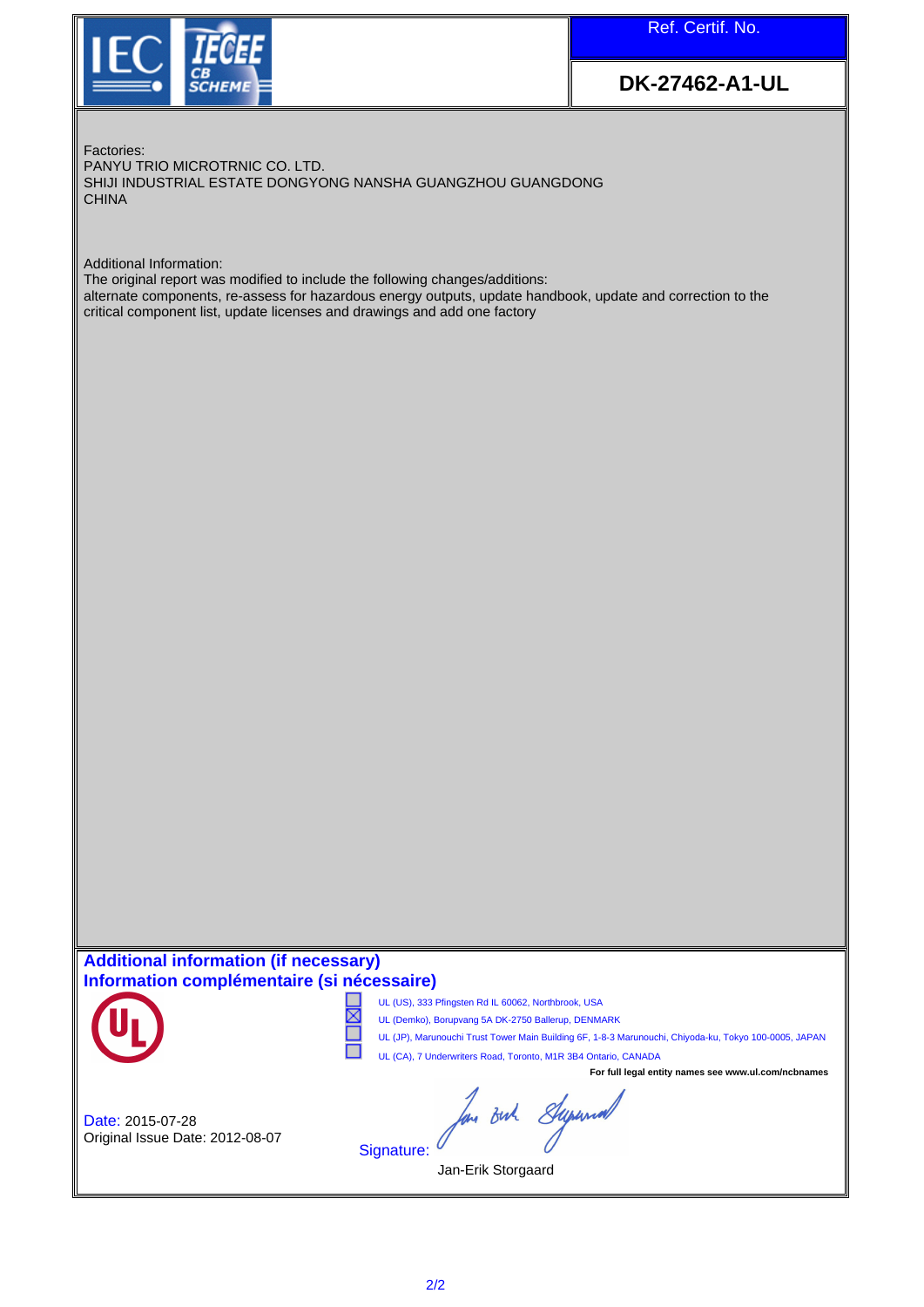Ref. Certif. No.

**DK-27462-A1-UL**

Factories:
PANYU TRIO MICROTRNIC CO. LTD.
SHIJI INDUSTRIAL ESTATE DONGYONG NANSHA GUANGZHOU GUANGDONG
CHINA

Additional Information:
The original report was modified to include the following changes/additions:
alternate components, re-assess for hazardous energy outputs, update handbook, update and correction to the critical component list, update licenses and drawings and add one factory

**Additional information (if necessary)**
**Information complémentaire (si nécessaire)**

- ☐ UL (US), 333 Pfingsten Rd IL 60062, Northbrook, USA
- ☒ UL (Demko), Borupvang 5A DK-2750 Ballerup, DENMARK
- ☐ UL (JP), Marunouchi Trust Tower Main Building 6F, 1-8-3 Marunouchi, Chiyoda-ku, Tokyo 100-0005, JAPAN
- ☐ UL (CA), 7 Underwriters Road, Toronto, M1R 3B4 Ontario, CANADA

**For full legal entity names see www.ul.com/ncbnames**

Date: 2015-07-28
Original Issue Date: 2012-08-07

Signature:
Jan-Erik Storgaard